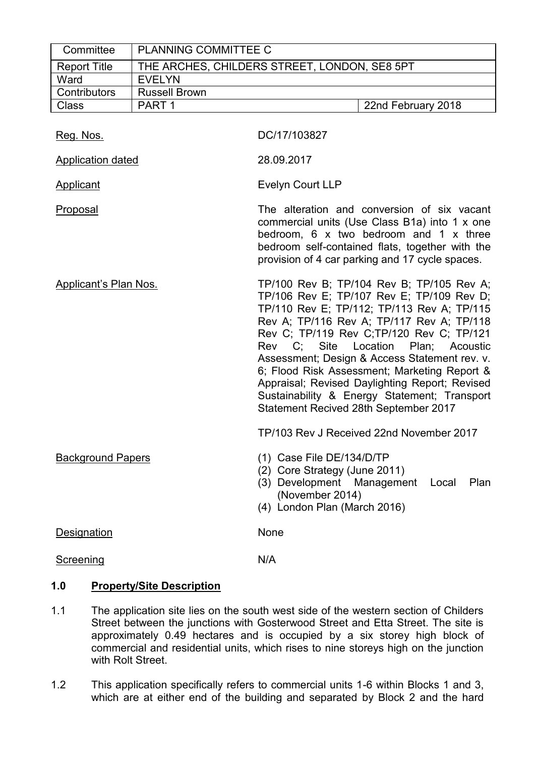| Committee | PLANNING COMMITTEE C | |
|---|---|---|
| Report Title | THE ARCHES, CHILDERS STREET, LONDON, SE8 5PT | |
| Ward | EVELYN | |
| Contributors | Russell Brown | |
| Class | PART 1 | 22nd February 2018 |

| | |
|---|---|
| Reg. Nos. | DC/17/103827 |
| Application dated | 28.09.2017 |
| Applicant | Evelyn Court LLP |
| Proposal | The alteration and conversion of six vacant commercial units (Use Class B1a) into 1 x one bedroom, 6 x two bedroom and 1 x three bedroom self-contained flats, together with the provision of 4 car parking and 17 cycle spaces. |
| Applicant's Plan Nos. | TP/100 Rev B; TP/104 Rev B; TP/105 Rev A; TP/106 Rev E; TP/107 Rev E; TP/109 Rev D; TP/110 Rev E; TP/112; TP/113 Rev A; TP/115 Rev A; TP/116 Rev A; TP/117 Rev A; TP/118 Rev C; TP/119 Rev C;TP/120 Rev C; TP/121 Rev C; Site Location Plan; Acoustic Assessment; Design & Access Statement rev. v. 6; Flood Risk Assessment; Marketing Report & Appraisal; Revised Daylighting Report; Revised Sustainability & Energy Statement; Transport Statement Recived 28th September 2017<br><br>TP/103 Rev J Received 22nd November 2017 |
| Background Papers | (1) Case File DE/134/D/TP<br>(2) Core Strategy (June 2011)<br>(3) Development Management Local Plan (November 2014)<br>(4) London Plan (March 2016) |
| Designation | None |
| Screening | N/A |

## 1.0 Property/Site Description

1.1 The application site lies on the south west side of the western section of Childers Street between the junctions with Gosterwood Street and Etta Street. The site is approximately 0.49 hectares and is occupied by a six storey high block of commercial and residential units, which rises to nine storeys high on the junction with Rolt Street.

1.2 This application specifically refers to commercial units 1-6 within Blocks 1 and 3, which are at either end of the building and separated by Block 2 and the hard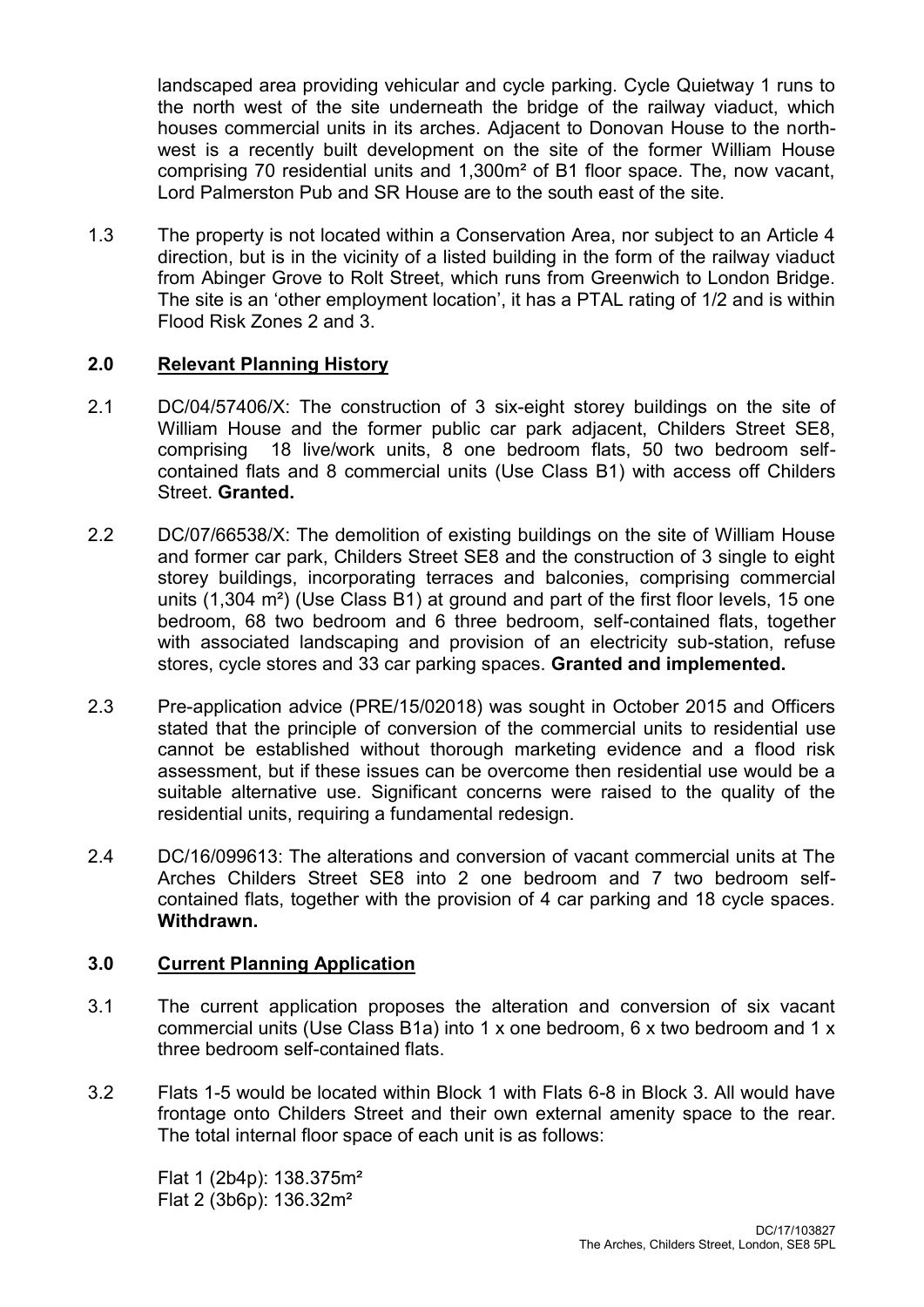landscaped area providing vehicular and cycle parking. Cycle Quietway 1 runs to the north west of the site underneath the bridge of the railway viaduct, which houses commercial units in its arches. Adjacent to Donovan House to the north-west is a recently built development on the site of the former William House comprising 70 residential units and 1,300m² of B1 floor space. The, now vacant, Lord Palmerston Pub and SR House are to the south east of the site.

1.3 The property is not located within a Conservation Area, nor subject to an Article 4 direction, but is in the vicinity of a listed building in the form of the railway viaduct from Abinger Grove to Rolt Street, which runs from Greenwich to London Bridge. The site is an 'other employment location', it has a PTAL rating of 1/2 and is within Flood Risk Zones 2 and 3.

## 2.0 Relevant Planning History

2.1 DC/04/57406/X: The construction of 3 six-eight storey buildings on the site of William House and the former public car park adjacent, Childers Street SE8, comprising 18 live/work units, 8 one bedroom flats, 50 two bedroom self-contained flats and 8 commercial units (Use Class B1) with access off Childers Street. **Granted.**

2.2 DC/07/66538/X: The demolition of existing buildings on the site of William House and former car park, Childers Street SE8 and the construction of 3 single to eight storey buildings, incorporating terraces and balconies, comprising commercial units (1,304 m²) (Use Class B1) at ground and part of the first floor levels, 15 one bedroom, 68 two bedroom and 6 three bedroom, self-contained flats, together with associated landscaping and provision of an electricity sub-station, refuse stores, cycle stores and 33 car parking spaces. **Granted and implemented.**

2.3 Pre-application advice (PRE/15/02018) was sought in October 2015 and Officers stated that the principle of conversion of the commercial units to residential use cannot be established without thorough marketing evidence and a flood risk assessment, but if these issues can be overcome then residential use would be a suitable alternative use. Significant concerns were raised to the quality of the residential units, requiring a fundamental redesign.

2.4 DC/16/099613: The alterations and conversion of vacant commercial units at The Arches Childers Street SE8 into 2 one bedroom and 7 two bedroom self-contained flats, together with the provision of 4 car parking and 18 cycle spaces. **Withdrawn.**

## 3.0 Current Planning Application

3.1 The current application proposes the alteration and conversion of six vacant commercial units (Use Class B1a) into 1 x one bedroom, 6 x two bedroom and 1 x three bedroom self-contained flats.

3.2 Flats 1-5 would be located within Block 1 with Flats 6-8 in Block 3. All would have frontage onto Childers Street and their own external amenity space to the rear. The total internal floor space of each unit is as follows:

Flat 1 (2b4p): 138.375m²
Flat 2 (3b6p): 136.32m²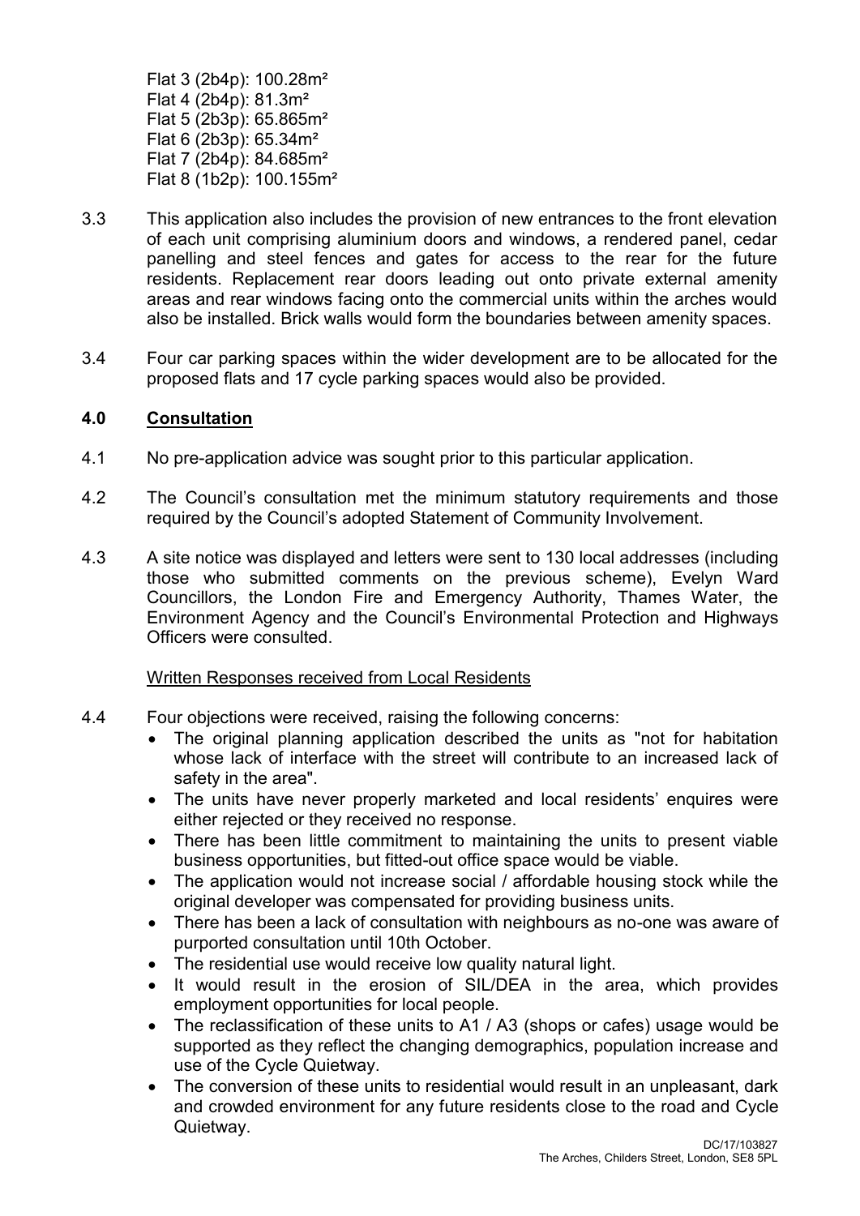Flat 3 (2b4p): 100.28m²
Flat 4 (2b4p): 81.3m²
Flat 5 (2b3p): 65.865m²
Flat 6 (2b3p): 65.34m²
Flat 7 (2b4p): 84.685m²
Flat 8 (1b2p): 100.155m²

3.3 This application also includes the provision of new entrances to the front elevation of each unit comprising aluminium doors and windows, a rendered panel, cedar panelling and steel fences and gates for access to the rear for the future residents. Replacement rear doors leading out onto private external amenity areas and rear windows facing onto the commercial units within the arches would also be installed. Brick walls would form the boundaries between amenity spaces.

3.4 Four car parking spaces within the wider development are to be allocated for the proposed flats and 17 cycle parking spaces would also be provided.

## 4.0 Consultation

4.1 No pre-application advice was sought prior to this particular application.

4.2 The Council's consultation met the minimum statutory requirements and those required by the Council's adopted Statement of Community Involvement.

4.3 A site notice was displayed and letters were sent to 130 local addresses (including those who submitted comments on the previous scheme), Evelyn Ward Councillors, the London Fire and Emergency Authority, Thames Water, the Environment Agency and the Council's Environmental Protection and Highways Officers were consulted.

Written Responses received from Local Residents

4.4 Four objections were received, raising the following concerns:

- The original planning application described the units as "not for habitation whose lack of interface with the street will contribute to an increased lack of safety in the area".
- The units have never properly marketed and local residents' enquires were either rejected or they received no response.
- There has been little commitment to maintaining the units to present viable business opportunities, but fitted-out office space would be viable.
- The application would not increase social / affordable housing stock while the original developer was compensated for providing business units.
- There has been a lack of consultation with neighbours as no-one was aware of purported consultation until 10th October.
- The residential use would receive low quality natural light.
- It would result in the erosion of SIL/DEA in the area, which provides employment opportunities for local people.
- The reclassification of these units to A1 / A3 (shops or cafes) usage would be supported as they reflect the changing demographics, population increase and use of the Cycle Quietway.
- The conversion of these units to residential would result in an unpleasant, dark and crowded environment for any future residents close to the road and Cycle Quietway.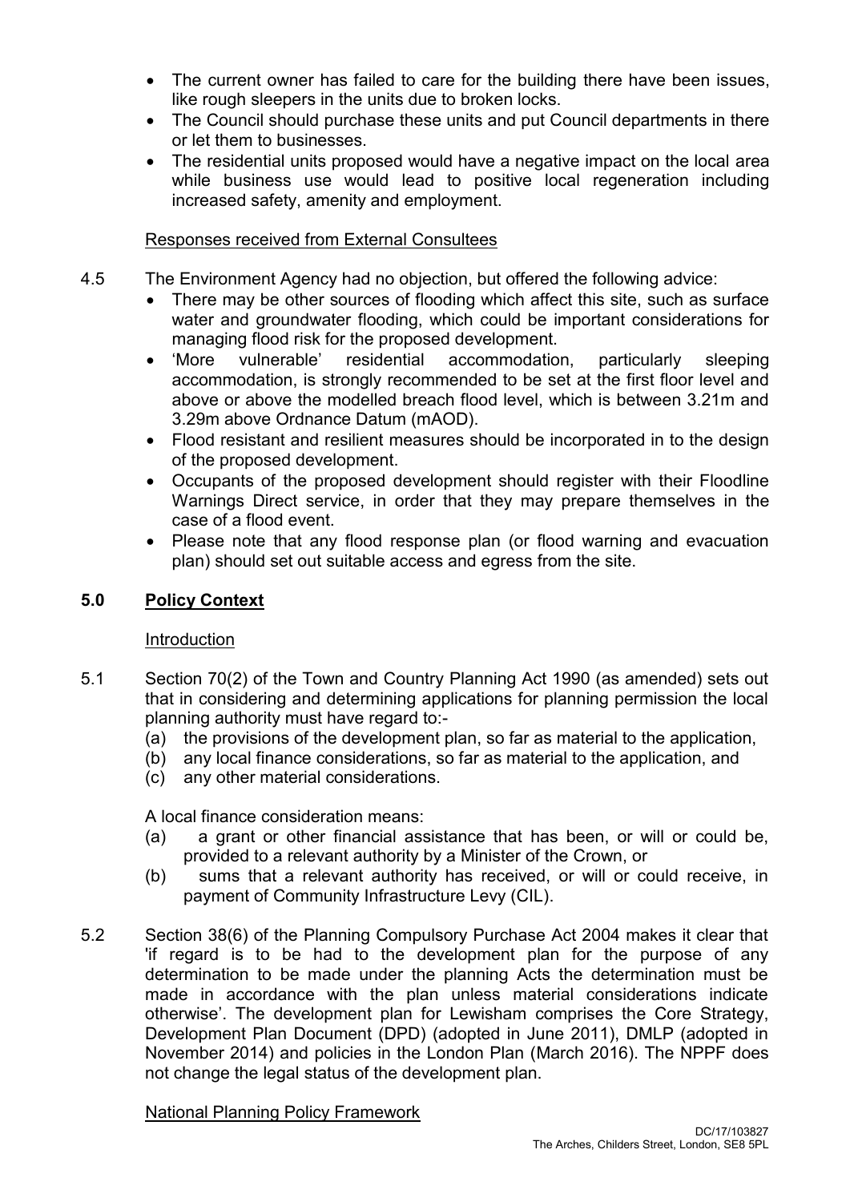- The current owner has failed to care for the building there have been issues, like rough sleepers in the units due to broken locks.
- The Council should purchase these units and put Council departments in there or let them to businesses.
- The residential units proposed would have a negative impact on the local area while business use would lead to positive local regeneration including increased safety, amenity and employment.

Responses received from External Consultees

4.5 The Environment Agency had no objection, but offered the following advice:

- There may be other sources of flooding which affect this site, such as surface water and groundwater flooding, which could be important considerations for managing flood risk for the proposed development.
- 'More vulnerable' residential accommodation, particularly sleeping accommodation, is strongly recommended to be set at the first floor level and above or above the modelled breach flood level, which is between 3.21m and 3.29m above Ordnance Datum (mAOD).
- Flood resistant and resilient measures should be incorporated in to the design of the proposed development.
- Occupants of the proposed development should register with their Floodline Warnings Direct service, in order that they may prepare themselves in the case of a flood event.
- Please note that any flood response plan (or flood warning and evacuation plan) should set out suitable access and egress from the site.

## 5.0 Policy Context

Introduction

5.1 Section 70(2) of the Town and Country Planning Act 1990 (as amended) sets out that in considering and determining applications for planning permission the local planning authority must have regard to:-

(a) the provisions of the development plan, so far as material to the application,
(b) any local finance considerations, so far as material to the application, and
(c) any other material considerations.

A local finance consideration means:

(a) a grant or other financial assistance that has been, or will or could be, provided to a relevant authority by a Minister of the Crown, or
(b) sums that a relevant authority has received, or will or could receive, in payment of Community Infrastructure Levy (CIL).

5.2 Section 38(6) of the Planning Compulsory Purchase Act 2004 makes it clear that 'if regard is to be had to the development plan for the purpose of any determination to be made under the planning Acts the determination must be made in accordance with the plan unless material considerations indicate otherwise'. The development plan for Lewisham comprises the Core Strategy, Development Plan Document (DPD) (adopted in June 2011), DMLP (adopted in November 2014) and policies in the London Plan (March 2016). The NPPF does not change the legal status of the development plan.

National Planning Policy Framework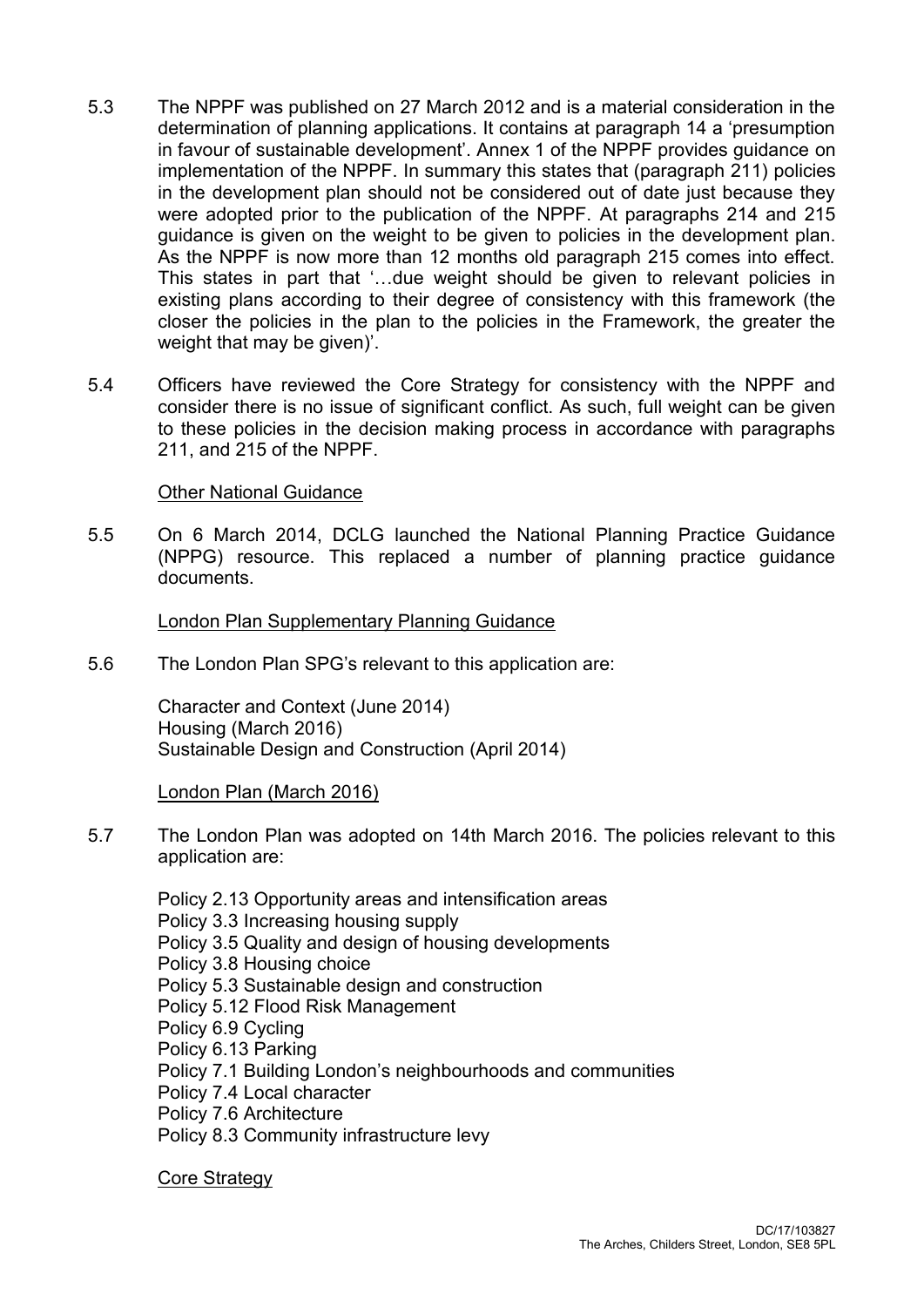5.3 The NPPF was published on 27 March 2012 and is a material consideration in the determination of planning applications. It contains at paragraph 14 a 'presumption in favour of sustainable development'. Annex 1 of the NPPF provides guidance on implementation of the NPPF. In summary this states that (paragraph 211) policies in the development plan should not be considered out of date just because they were adopted prior to the publication of the NPPF. At paragraphs 214 and 215 guidance is given on the weight to be given to policies in the development plan. As the NPPF is now more than 12 months old paragraph 215 comes into effect. This states in part that '…due weight should be given to relevant policies in existing plans according to their degree of consistency with this framework (the closer the policies in the plan to the policies in the Framework, the greater the weight that may be given)'.

5.4 Officers have reviewed the Core Strategy for consistency with the NPPF and consider there is no issue of significant conflict. As such, full weight can be given to these policies in the decision making process in accordance with paragraphs 211, and 215 of the NPPF.

Other National Guidance

5.5 On 6 March 2014, DCLG launched the National Planning Practice Guidance (NPPG) resource. This replaced a number of planning practice guidance documents.

London Plan Supplementary Planning Guidance

5.6 The London Plan SPG's relevant to this application are:

Character and Context (June 2014)
Housing (March 2016)
Sustainable Design and Construction (April 2014)

London Plan (March 2016)

5.7 The London Plan was adopted on 14th March 2016. The policies relevant to this application are:

Policy 2.13 Opportunity areas and intensification areas
Policy 3.3 Increasing housing supply
Policy 3.5 Quality and design of housing developments
Policy 3.8 Housing choice
Policy 5.3 Sustainable design and construction
Policy 5.12 Flood Risk Management
Policy 6.9 Cycling
Policy 6.13 Parking
Policy 7.1 Building London's neighbourhoods and communities
Policy 7.4 Local character
Policy 7.6 Architecture
Policy 8.3 Community infrastructure levy

Core Strategy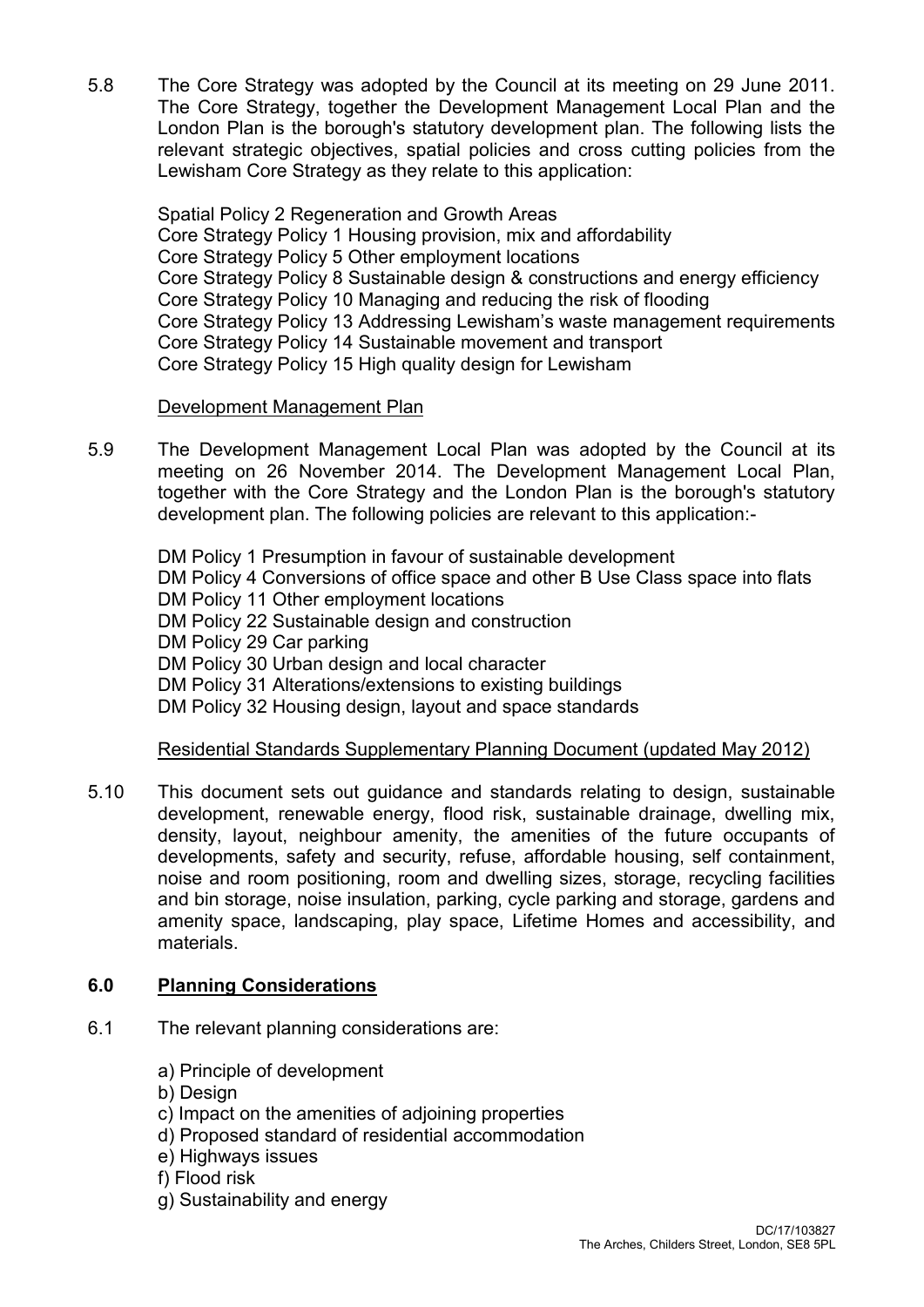5.8 The Core Strategy was adopted by the Council at its meeting on 29 June 2011. The Core Strategy, together the Development Management Local Plan and the London Plan is the borough's statutory development plan. The following lists the relevant strategic objectives, spatial policies and cross cutting policies from the Lewisham Core Strategy as they relate to this application:

Spatial Policy 2 Regeneration and Growth Areas
Core Strategy Policy 1 Housing provision, mix and affordability
Core Strategy Policy 5 Other employment locations
Core Strategy Policy 8 Sustainable design & constructions and energy efficiency
Core Strategy Policy 10 Managing and reducing the risk of flooding
Core Strategy Policy 13 Addressing Lewisham's waste management requirements
Core Strategy Policy 14 Sustainable movement and transport
Core Strategy Policy 15 High quality design for Lewisham

Development Management Plan

5.9 The Development Management Local Plan was adopted by the Council at its meeting on 26 November 2014. The Development Management Local Plan, together with the Core Strategy and the London Plan is the borough's statutory development plan. The following policies are relevant to this application:-

DM Policy 1 Presumption in favour of sustainable development
DM Policy 4 Conversions of office space and other B Use Class space into flats
DM Policy 11 Other employment locations
DM Policy 22 Sustainable design and construction
DM Policy 29 Car parking
DM Policy 30 Urban design and local character
DM Policy 31 Alterations/extensions to existing buildings
DM Policy 32 Housing design, layout and space standards

Residential Standards Supplementary Planning Document (updated May 2012)

5.10 This document sets out guidance and standards relating to design, sustainable development, renewable energy, flood risk, sustainable drainage, dwelling mix, density, layout, neighbour amenity, the amenities of the future occupants of developments, safety and security, refuse, affordable housing, self containment, noise and room positioning, room and dwelling sizes, storage, recycling facilities and bin storage, noise insulation, parking, cycle parking and storage, gardens and amenity space, landscaping, play space, Lifetime Homes and accessibility, and materials.

## 6.0 Planning Considerations

6.1 The relevant planning considerations are:

a) Principle of development
b) Design
c) Impact on the amenities of adjoining properties
d) Proposed standard of residential accommodation
e) Highways issues
f) Flood risk
g) Sustainability and energy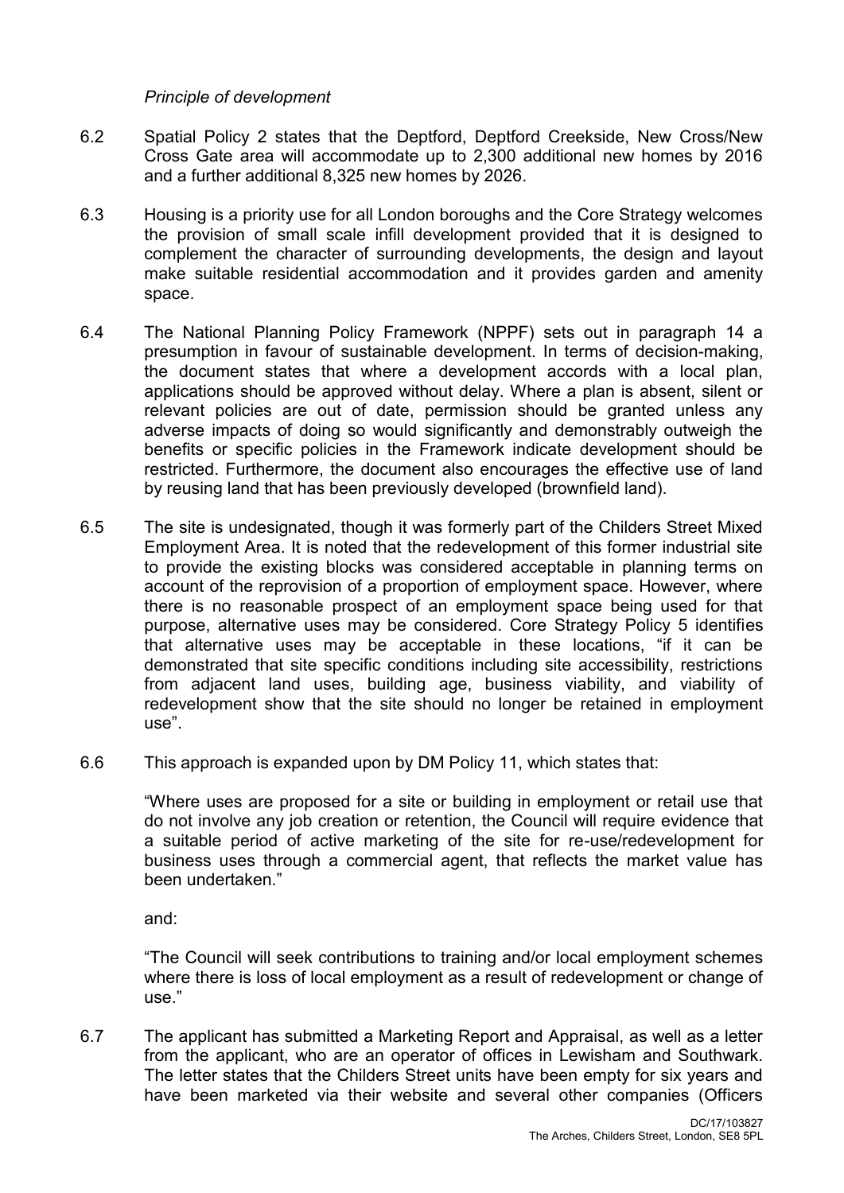*Principle of development*

6.2 Spatial Policy 2 states that the Deptford, Deptford Creekside, New Cross/New Cross Gate area will accommodate up to 2,300 additional new homes by 2016 and a further additional 8,325 new homes by 2026.

6.3 Housing is a priority use for all London boroughs and the Core Strategy welcomes the provision of small scale infill development provided that it is designed to complement the character of surrounding developments, the design and layout make suitable residential accommodation and it provides garden and amenity space.

6.4 The National Planning Policy Framework (NPPF) sets out in paragraph 14 a presumption in favour of sustainable development. In terms of decision-making, the document states that where a development accords with a local plan, applications should be approved without delay. Where a plan is absent, silent or relevant policies are out of date, permission should be granted unless any adverse impacts of doing so would significantly and demonstrably outweigh the benefits or specific policies in the Framework indicate development should be restricted. Furthermore, the document also encourages the effective use of land by reusing land that has been previously developed (brownfield land).

6.5 The site is undesignated, though it was formerly part of the Childers Street Mixed Employment Area. It is noted that the redevelopment of this former industrial site to provide the existing blocks was considered acceptable in planning terms on account of the reprovision of a proportion of employment space. However, where there is no reasonable prospect of an employment space being used for that purpose, alternative uses may be considered. Core Strategy Policy 5 identifies that alternative uses may be acceptable in these locations, "if it can be demonstrated that site specific conditions including site accessibility, restrictions from adjacent land uses, building age, business viability, and viability of redevelopment show that the site should no longer be retained in employment use".

6.6 This approach is expanded upon by DM Policy 11, which states that:

> "Where uses are proposed for a site or building in employment or retail use that do not involve any job creation or retention, the Council will require evidence that a suitable period of active marketing of the site for re-use/redevelopment for business uses through a commercial agent, that reflects the market value has been undertaken."

and:

> "The Council will seek contributions to training and/or local employment schemes where there is loss of local employment as a result of redevelopment or change of use."

6.7 The applicant has submitted a Marketing Report and Appraisal, as well as a letter from the applicant, who are an operator of offices in Lewisham and Southwark. The letter states that the Childers Street units have been empty for six years and have been marketed via their website and several other companies (Officers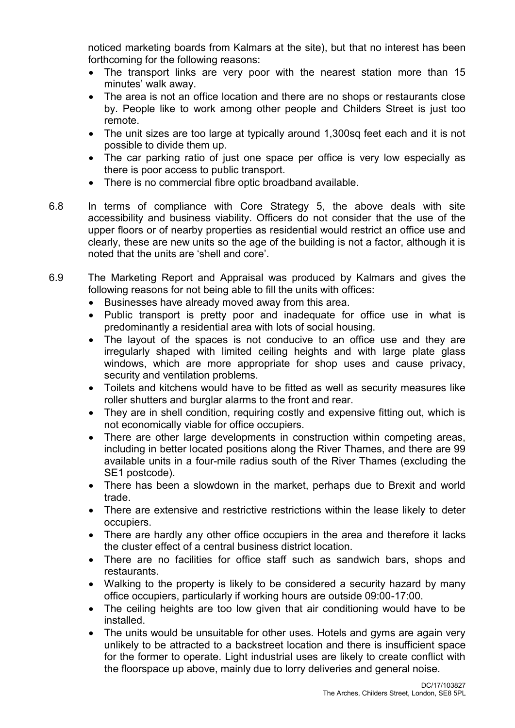noticed marketing boards from Kalmars at the site), but that no interest has been forthcoming for the following reasons:

- The transport links are very poor with the nearest station more than 15 minutes' walk away.
- The area is not an office location and there are no shops or restaurants close by. People like to work among other people and Childers Street is just too remote.
- The unit sizes are too large at typically around 1,300sq feet each and it is not possible to divide them up.
- The car parking ratio of just one space per office is very low especially as there is poor access to public transport.
- There is no commercial fibre optic broadband available.

6.8 In terms of compliance with Core Strategy 5, the above deals with site accessibility and business viability. Officers do not consider that the use of the upper floors or of nearby properties as residential would restrict an office use and clearly, these are new units so the age of the building is not a factor, although it is noted that the units are 'shell and core'.

6.9 The Marketing Report and Appraisal was produced by Kalmars and gives the following reasons for not being able to fill the units with offices:

- Businesses have already moved away from this area.
- Public transport is pretty poor and inadequate for office use in what is predominantly a residential area with lots of social housing.
- The layout of the spaces is not conducive to an office use and they are irregularly shaped with limited ceiling heights and with large plate glass windows, which are more appropriate for shop uses and cause privacy, security and ventilation problems.
- Toilets and kitchens would have to be fitted as well as security measures like roller shutters and burglar alarms to the front and rear.
- They are in shell condition, requiring costly and expensive fitting out, which is not economically viable for office occupiers.
- There are other large developments in construction within competing areas, including in better located positions along the River Thames, and there are 99 available units in a four-mile radius south of the River Thames (excluding the SE1 postcode).
- There has been a slowdown in the market, perhaps due to Brexit and world trade.
- There are extensive and restrictive restrictions within the lease likely to deter occupiers.
- There are hardly any other office occupiers in the area and therefore it lacks the cluster effect of a central business district location.
- There are no facilities for office staff such as sandwich bars, shops and restaurants.
- Walking to the property is likely to be considered a security hazard by many office occupiers, particularly if working hours are outside 09:00-17:00.
- The ceiling heights are too low given that air conditioning would have to be installed.
- The units would be unsuitable for other uses. Hotels and gyms are again very unlikely to be attracted to a backstreet location and there is insufficient space for the former to operate. Light industrial uses are likely to create conflict with the floorspace up above, mainly due to lorry deliveries and general noise.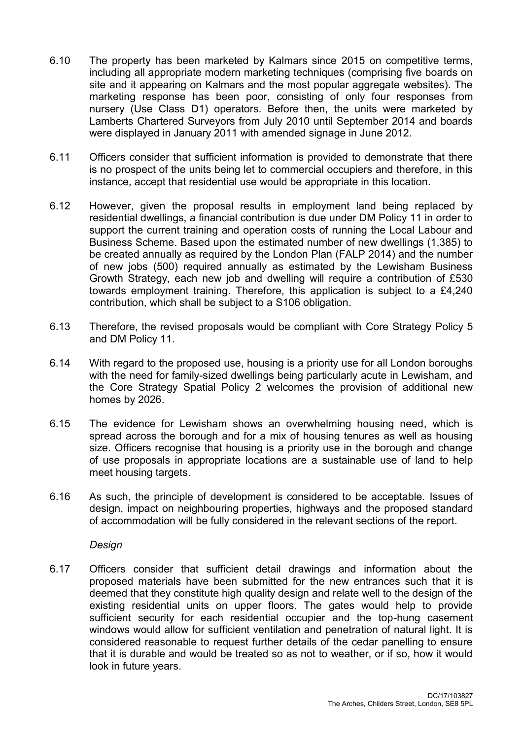6.10 The property has been marketed by Kalmars since 2015 on competitive terms, including all appropriate modern marketing techniques (comprising five boards on site and it appearing on Kalmars and the most popular aggregate websites). The marketing response has been poor, consisting of only four responses from nursery (Use Class D1) operators. Before then, the units were marketed by Lamberts Chartered Surveyors from July 2010 until September 2014 and boards were displayed in January 2011 with amended signage in June 2012.

6.11 Officers consider that sufficient information is provided to demonstrate that there is no prospect of the units being let to commercial occupiers and therefore, in this instance, accept that residential use would be appropriate in this location.

6.12 However, given the proposal results in employment land being replaced by residential dwellings, a financial contribution is due under DM Policy 11 in order to support the current training and operation costs of running the Local Labour and Business Scheme. Based upon the estimated number of new dwellings (1,385) to be created annually as required by the London Plan (FALP 2014) and the number of new jobs (500) required annually as estimated by the Lewisham Business Growth Strategy, each new job and dwelling will require a contribution of £530 towards employment training. Therefore, this application is subject to a £4,240 contribution, which shall be subject to a S106 obligation.

6.13 Therefore, the revised proposals would be compliant with Core Strategy Policy 5 and DM Policy 11.

6.14 With regard to the proposed use, housing is a priority use for all London boroughs with the need for family-sized dwellings being particularly acute in Lewisham, and the Core Strategy Spatial Policy 2 welcomes the provision of additional new homes by 2026.

6.15 The evidence for Lewisham shows an overwhelming housing need, which is spread across the borough and for a mix of housing tenures as well as housing size. Officers recognise that housing is a priority use in the borough and change of use proposals in appropriate locations are a sustainable use of land to help meet housing targets.

6.16 As such, the principle of development is considered to be acceptable. Issues of design, impact on neighbouring properties, highways and the proposed standard of accommodation will be fully considered in the relevant sections of the report.

*Design*

6.17 Officers consider that sufficient detail drawings and information about the proposed materials have been submitted for the new entrances such that it is deemed that they constitute high quality design and relate well to the design of the existing residential units on upper floors. The gates would help to provide sufficient security for each residential occupier and the top-hung casement windows would allow for sufficient ventilation and penetration of natural light. It is considered reasonable to request further details of the cedar panelling to ensure that it is durable and would be treated so as not to weather, or if so, how it would look in future years.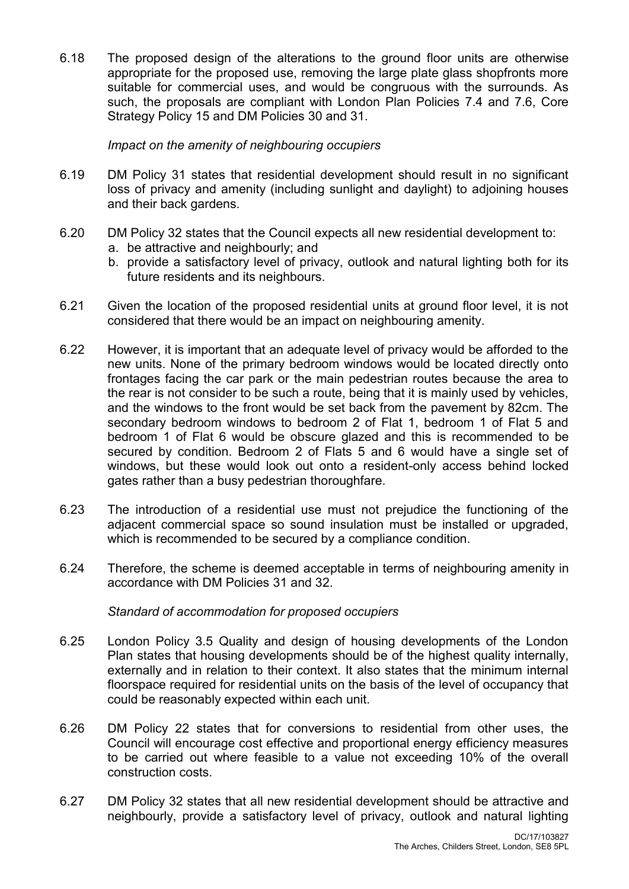6.18 The proposed design of the alterations to the ground floor units are otherwise appropriate for the proposed use, removing the large plate glass shopfronts more suitable for commercial uses, and would be congruous with the surrounds. As such, the proposals are compliant with London Plan Policies 7.4 and 7.6, Core Strategy Policy 15 and DM Policies 30 and 31.

*Impact on the amenity of neighbouring occupiers*

6.19 DM Policy 31 states that residential development should result in no significant loss of privacy and amenity (including sunlight and daylight) to adjoining houses and their back gardens.

6.20 DM Policy 32 states that the Council expects all new residential development to:

a. be attractive and neighbourly; and
b. provide a satisfactory level of privacy, outlook and natural lighting both for its future residents and its neighbours.

6.21 Given the location of the proposed residential units at ground floor level, it is not considered that there would be an impact on neighbouring amenity.

6.22 However, it is important that an adequate level of privacy would be afforded to the new units. None of the primary bedroom windows would be located directly onto frontages facing the car park or the main pedestrian routes because the area to the rear is not consider to be such a route, being that it is mainly used by vehicles, and the windows to the front would be set back from the pavement by 82cm. The secondary bedroom windows to bedroom 2 of Flat 1, bedroom 1 of Flat 5 and bedroom 1 of Flat 6 would be obscure glazed and this is recommended to be secured by condition. Bedroom 2 of Flats 5 and 6 would have a single set of windows, but these would look out onto a resident-only access behind locked gates rather than a busy pedestrian thoroughfare.

6.23 The introduction of a residential use must not prejudice the functioning of the adjacent commercial space so sound insulation must be installed or upgraded, which is recommended to be secured by a compliance condition.

6.24 Therefore, the scheme is deemed acceptable in terms of neighbouring amenity in accordance with DM Policies 31 and 32.

*Standard of accommodation for proposed occupiers*

6.25 London Policy 3.5 Quality and design of housing developments of the London Plan states that housing developments should be of the highest quality internally, externally and in relation to their context. It also states that the minimum internal floorspace required for residential units on the basis of the level of occupancy that could be reasonably expected within each unit.

6.26 DM Policy 22 states that for conversions to residential from other uses, the Council will encourage cost effective and proportional energy efficiency measures to be carried out where feasible to a value not exceeding 10% of the overall construction costs.

6.27 DM Policy 32 states that all new residential development should be attractive and neighbourly, provide a satisfactory level of privacy, outlook and natural lighting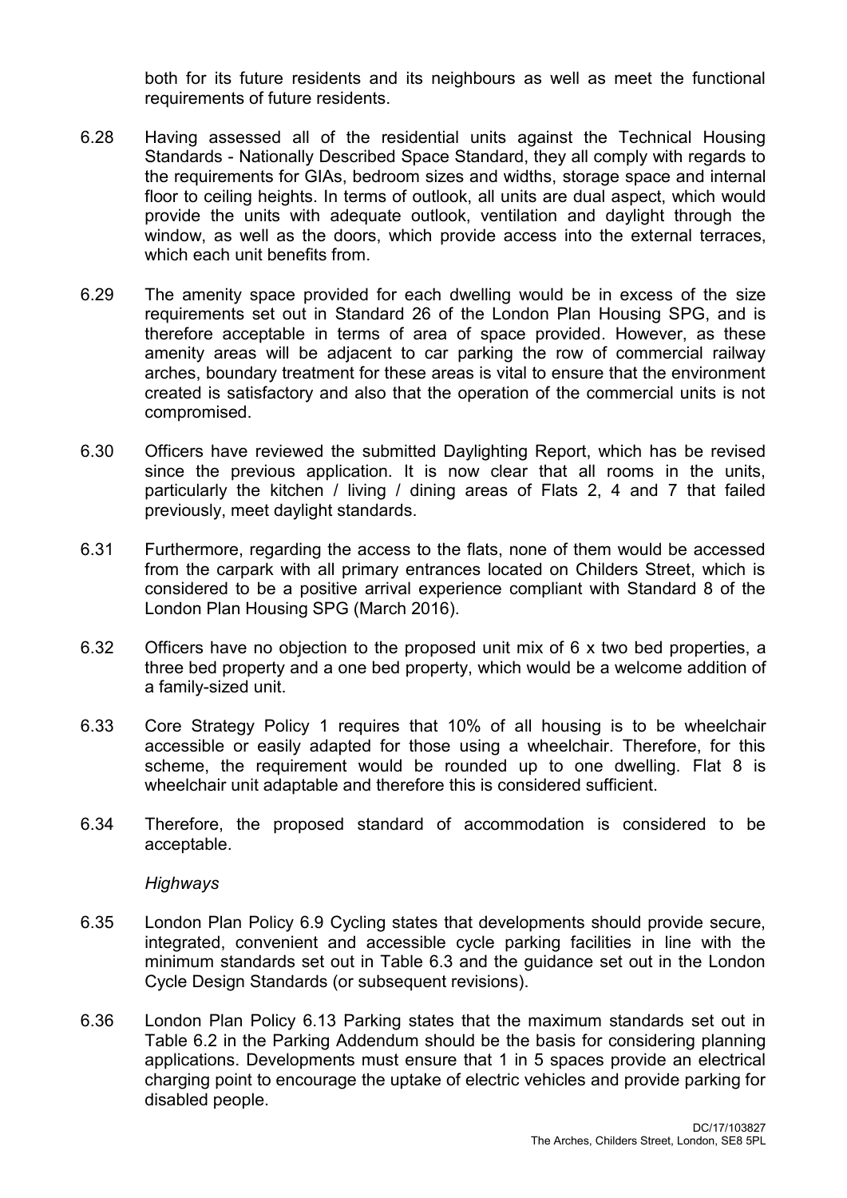both for its future residents and its neighbours as well as meet the functional requirements of future residents.

6.28 Having assessed all of the residential units against the Technical Housing Standards - Nationally Described Space Standard, they all comply with regards to the requirements for GIAs, bedroom sizes and widths, storage space and internal floor to ceiling heights. In terms of outlook, all units are dual aspect, which would provide the units with adequate outlook, ventilation and daylight through the window, as well as the doors, which provide access into the external terraces, which each unit benefits from.

6.29 The amenity space provided for each dwelling would be in excess of the size requirements set out in Standard 26 of the London Plan Housing SPG, and is therefore acceptable in terms of area of space provided. However, as these amenity areas will be adjacent to car parking the row of commercial railway arches, boundary treatment for these areas is vital to ensure that the environment created is satisfactory and also that the operation of the commercial units is not compromised.

6.30 Officers have reviewed the submitted Daylighting Report, which has be revised since the previous application. It is now clear that all rooms in the units, particularly the kitchen / living / dining areas of Flats 2, 4 and 7 that failed previously, meet daylight standards.

6.31 Furthermore, regarding the access to the flats, none of them would be accessed from the carpark with all primary entrances located on Childers Street, which is considered to be a positive arrival experience compliant with Standard 8 of the London Plan Housing SPG (March 2016).

6.32 Officers have no objection to the proposed unit mix of 6 x two bed properties, a three bed property and a one bed property, which would be a welcome addition of a family-sized unit.

6.33 Core Strategy Policy 1 requires that 10% of all housing is to be wheelchair accessible or easily adapted for those using a wheelchair. Therefore, for this scheme, the requirement would be rounded up to one dwelling. Flat 8 is wheelchair unit adaptable and therefore this is considered sufficient.

6.34 Therefore, the proposed standard of accommodation is considered to be acceptable.

*Highways*

6.35 London Plan Policy 6.9 Cycling states that developments should provide secure, integrated, convenient and accessible cycle parking facilities in line with the minimum standards set out in Table 6.3 and the guidance set out in the London Cycle Design Standards (or subsequent revisions).

6.36 London Plan Policy 6.13 Parking states that the maximum standards set out in Table 6.2 in the Parking Addendum should be the basis for considering planning applications. Developments must ensure that 1 in 5 spaces provide an electrical charging point to encourage the uptake of electric vehicles and provide parking for disabled people.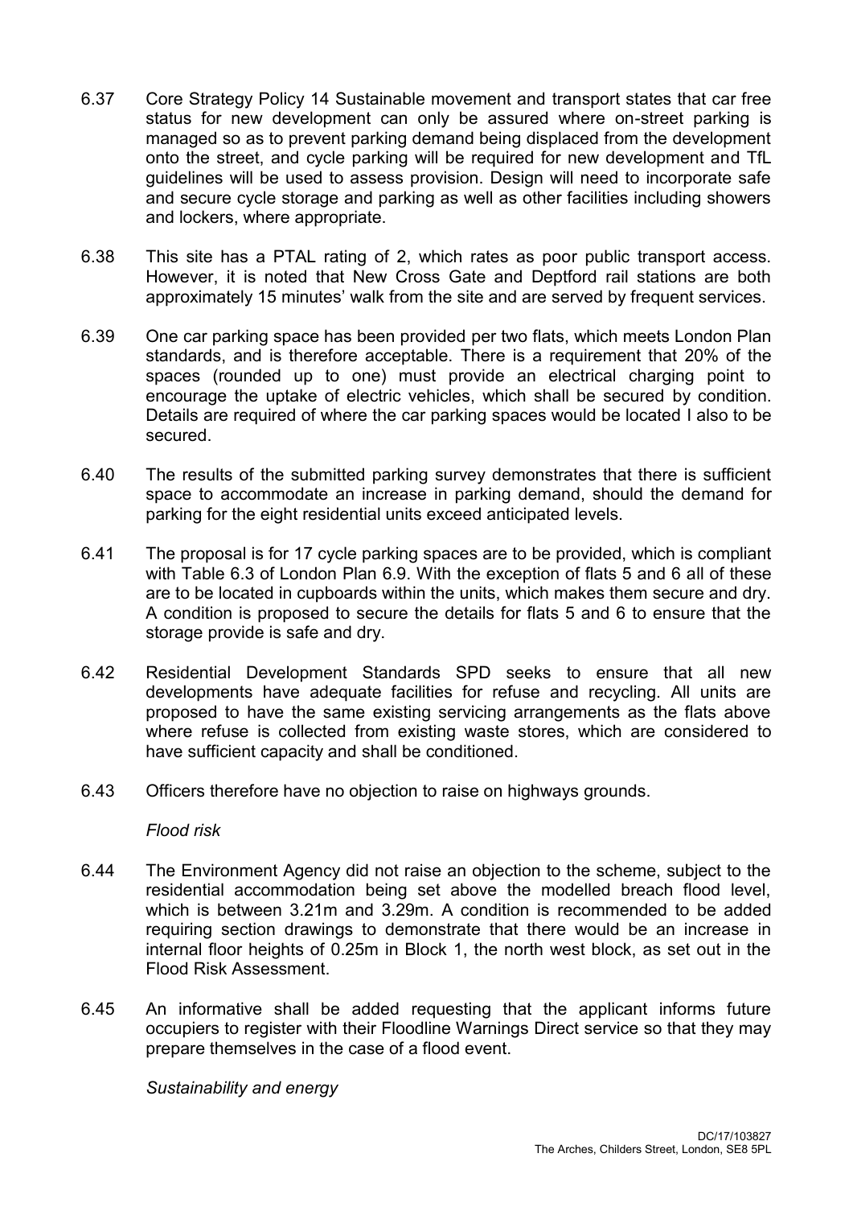6.37 Core Strategy Policy 14 Sustainable movement and transport states that car free status for new development can only be assured where on-street parking is managed so as to prevent parking demand being displaced from the development onto the street, and cycle parking will be required for new development and TfL guidelines will be used to assess provision. Design will need to incorporate safe and secure cycle storage and parking as well as other facilities including showers and lockers, where appropriate.

6.38 This site has a PTAL rating of 2, which rates as poor public transport access. However, it is noted that New Cross Gate and Deptford rail stations are both approximately 15 minutes' walk from the site and are served by frequent services.

6.39 One car parking space has been provided per two flats, which meets London Plan standards, and is therefore acceptable. There is a requirement that 20% of the spaces (rounded up to one) must provide an electrical charging point to encourage the uptake of electric vehicles, which shall be secured by condition. Details are required of where the car parking spaces would be located I also to be secured.

6.40 The results of the submitted parking survey demonstrates that there is sufficient space to accommodate an increase in parking demand, should the demand for parking for the eight residential units exceed anticipated levels.

6.41 The proposal is for 17 cycle parking spaces are to be provided, which is compliant with Table 6.3 of London Plan 6.9. With the exception of flats 5 and 6 all of these are to be located in cupboards within the units, which makes them secure and dry. A condition is proposed to secure the details for flats 5 and 6 to ensure that the storage provide is safe and dry.

6.42 Residential Development Standards SPD seeks to ensure that all new developments have adequate facilities for refuse and recycling. All units are proposed to have the same existing servicing arrangements as the flats above where refuse is collected from existing waste stores, which are considered to have sufficient capacity and shall be conditioned.

6.43 Officers therefore have no objection to raise on highways grounds.

*Flood risk*

6.44 The Environment Agency did not raise an objection to the scheme, subject to the residential accommodation being set above the modelled breach flood level, which is between 3.21m and 3.29m. A condition is recommended to be added requiring section drawings to demonstrate that there would be an increase in internal floor heights of 0.25m in Block 1, the north west block, as set out in the Flood Risk Assessment.

6.45 An informative shall be added requesting that the applicant informs future occupiers to register with their Floodline Warnings Direct service so that they may prepare themselves in the case of a flood event.

*Sustainability and energy*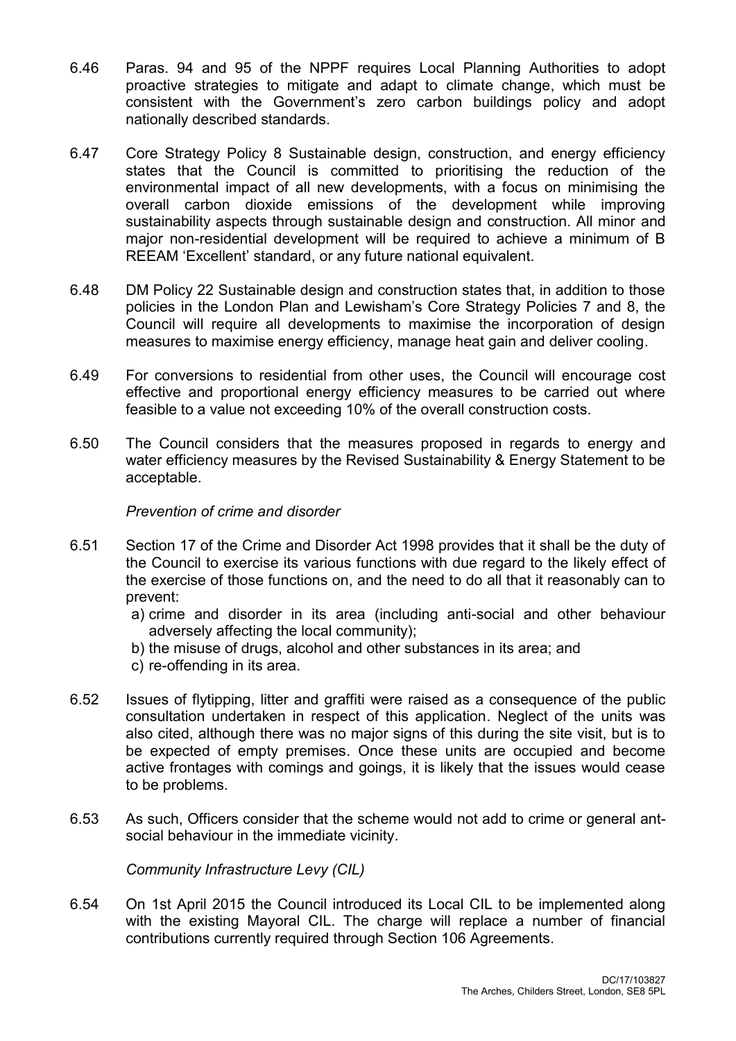6.46 Paras. 94 and 95 of the NPPF requires Local Planning Authorities to adopt proactive strategies to mitigate and adapt to climate change, which must be consistent with the Government's zero carbon buildings policy and adopt nationally described standards.

6.47 Core Strategy Policy 8 Sustainable design, construction, and energy efficiency states that the Council is committed to prioritising the reduction of the environmental impact of all new developments, with a focus on minimising the overall carbon dioxide emissions of the development while improving sustainability aspects through sustainable design and construction. All minor and major non-residential development will be required to achieve a minimum of B REEAM 'Excellent' standard, or any future national equivalent.

6.48 DM Policy 22 Sustainable design and construction states that, in addition to those policies in the London Plan and Lewisham's Core Strategy Policies 7 and 8, the Council will require all developments to maximise the incorporation of design measures to maximise energy efficiency, manage heat gain and deliver cooling.

6.49 For conversions to residential from other uses, the Council will encourage cost effective and proportional energy efficiency measures to be carried out where feasible to a value not exceeding 10% of the overall construction costs.

6.50 The Council considers that the measures proposed in regards to energy and water efficiency measures by the Revised Sustainability & Energy Statement to be acceptable.

*Prevention of crime and disorder*

6.51 Section 17 of the Crime and Disorder Act 1998 provides that it shall be the duty of the Council to exercise its various functions with due regard to the likely effect of the exercise of those functions on, and the need to do all that it reasonably can to prevent:

a) crime and disorder in its area (including anti-social and other behaviour adversely affecting the local community);
b) the misuse of drugs, alcohol and other substances in its area; and
c) re-offending in its area.

6.52 Issues of flytipping, litter and graffiti were raised as a consequence of the public consultation undertaken in respect of this application. Neglect of the units was also cited, although there was no major signs of this during the site visit, but is to be expected of empty premises. Once these units are occupied and become active frontages with comings and goings, it is likely that the issues would cease to be problems.

6.53 As such, Officers consider that the scheme would not add to crime or general ant-social behaviour in the immediate vicinity.

*Community Infrastructure Levy (CIL)*

6.54 On 1st April 2015 the Council introduced its Local CIL to be implemented along with the existing Mayoral CIL. The charge will replace a number of financial contributions currently required through Section 106 Agreements.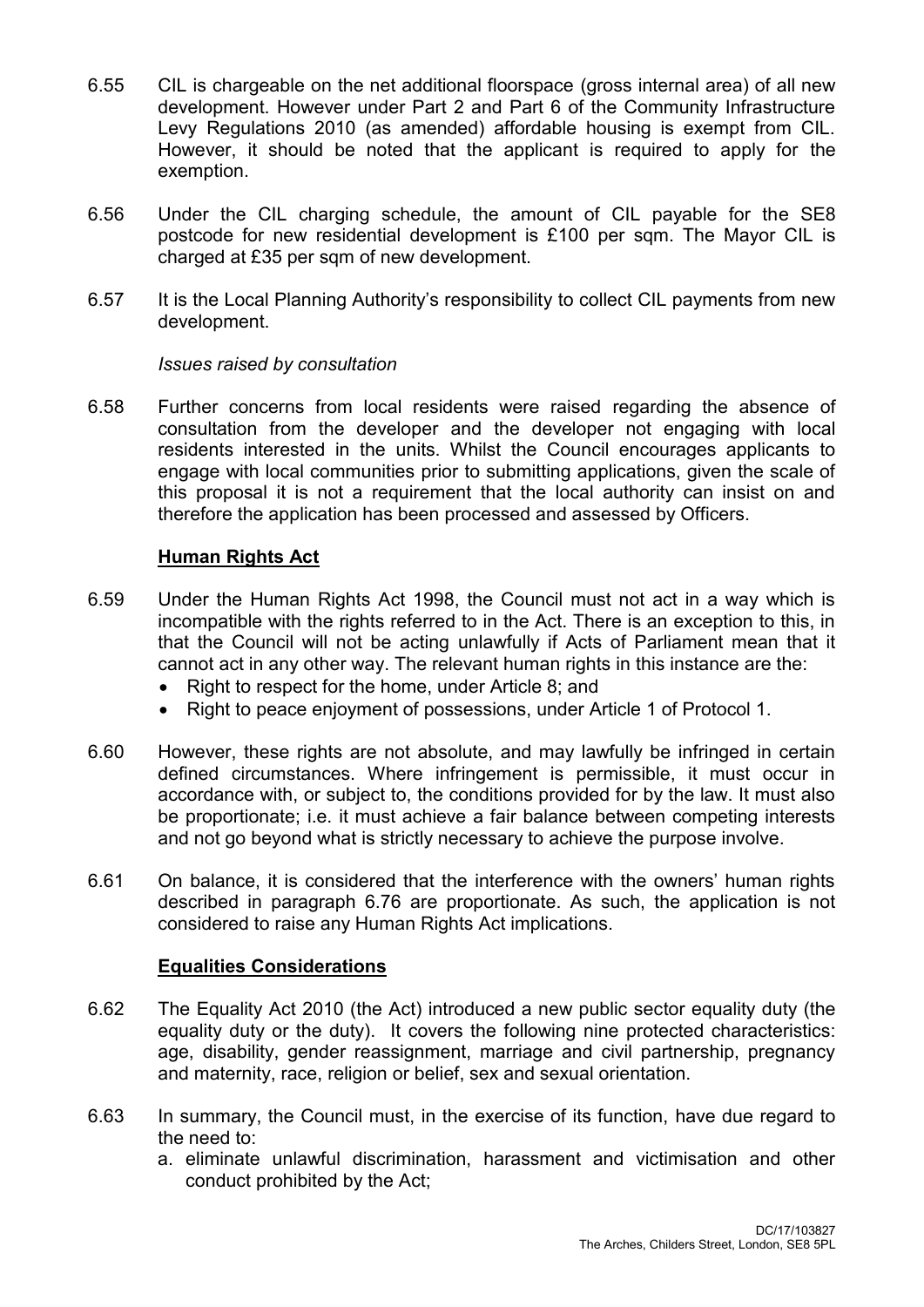6.55 CIL is chargeable on the net additional floorspace (gross internal area) of all new development. However under Part 2 and Part 6 of the Community Infrastructure Levy Regulations 2010 (as amended) affordable housing is exempt from CIL. However, it should be noted that the applicant is required to apply for the exemption.

6.56 Under the CIL charging schedule, the amount of CIL payable for the SE8 postcode for new residential development is £100 per sqm. The Mayor CIL is charged at £35 per sqm of new development.

6.57 It is the Local Planning Authority's responsibility to collect CIL payments from new development.

*Issues raised by consultation*

6.58 Further concerns from local residents were raised regarding the absence of consultation from the developer and the developer not engaging with local residents interested in the units. Whilst the Council encourages applicants to engage with local communities prior to submitting applications, given the scale of this proposal it is not a requirement that the local authority can insist on and therefore the application has been processed and assessed by Officers.

## **Human Rights Act**

6.59 Under the Human Rights Act 1998, the Council must not act in a way which is incompatible with the rights referred to in the Act. There is an exception to this, in that the Council will not be acting unlawfully if Acts of Parliament mean that it cannot act in any other way. The relevant human rights in this instance are the:

- Right to respect for the home, under Article 8; and
- Right to peace enjoyment of possessions, under Article 1 of Protocol 1.

6.60 However, these rights are not absolute, and may lawfully be infringed in certain defined circumstances. Where infringement is permissible, it must occur in accordance with, or subject to, the conditions provided for by the law. It must also be proportionate; i.e. it must achieve a fair balance between competing interests and not go beyond what is strictly necessary to achieve the purpose involve.

6.61 On balance, it is considered that the interference with the owners' human rights described in paragraph 6.76 are proportionate. As such, the application is not considered to raise any Human Rights Act implications.

## **Equalities Considerations**

6.62 The Equality Act 2010 (the Act) introduced a new public sector equality duty (the equality duty or the duty). It covers the following nine protected characteristics: age, disability, gender reassignment, marriage and civil partnership, pregnancy and maternity, race, religion or belief, sex and sexual orientation.

6.63 In summary, the Council must, in the exercise of its function, have due regard to the need to:

a. eliminate unlawful discrimination, harassment and victimisation and other conduct prohibited by the Act;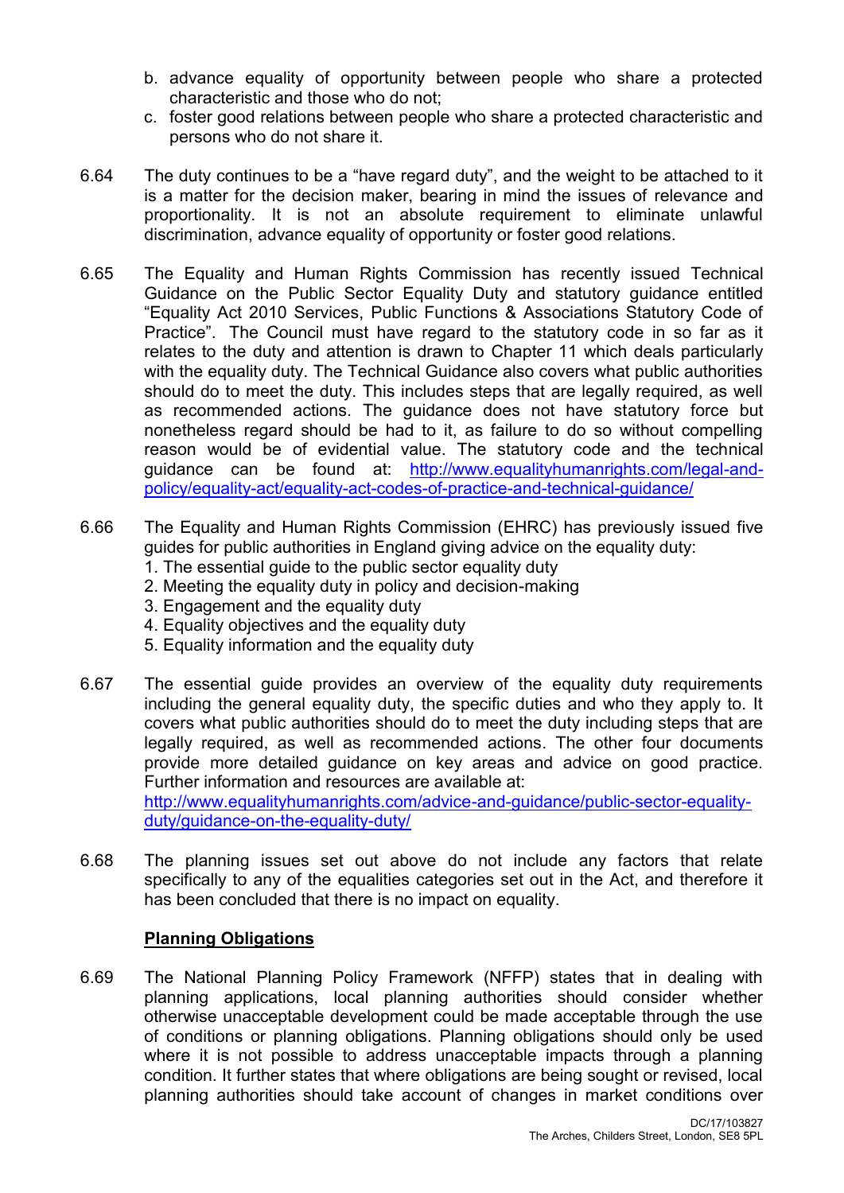b. advance equality of opportunity between people who share a protected characteristic and those who do not;
c. foster good relations between people who share a protected characteristic and persons who do not share it.

6.64 The duty continues to be a "have regard duty", and the weight to be attached to it is a matter for the decision maker, bearing in mind the issues of relevance and proportionality. It is not an absolute requirement to eliminate unlawful discrimination, advance equality of opportunity or foster good relations.

6.65 The Equality and Human Rights Commission has recently issued Technical Guidance on the Public Sector Equality Duty and statutory guidance entitled "Equality Act 2010 Services, Public Functions & Associations Statutory Code of Practice". The Council must have regard to the statutory code in so far as it relates to the duty and attention is drawn to Chapter 11 which deals particularly with the equality duty. The Technical Guidance also covers what public authorities should do to meet the duty. This includes steps that are legally required, as well as recommended actions. The guidance does not have statutory force but nonetheless regard should be had to it, as failure to do so without compelling reason would be of evidential value. The statutory code and the technical guidance can be found at: http://www.equalityhumanrights.com/legal-and-policy/equality-act/equality-act-codes-of-practice-and-technical-guidance/

6.66 The Equality and Human Rights Commission (EHRC) has previously issued five guides for public authorities in England giving advice on the equality duty:
1. The essential guide to the public sector equality duty
2. Meeting the equality duty in policy and decision-making
3. Engagement and the equality duty
4. Equality objectives and the equality duty
5. Equality information and the equality duty

6.67 The essential guide provides an overview of the equality duty requirements including the general equality duty, the specific duties and who they apply to. It covers what public authorities should do to meet the duty including steps that are legally required, as well as recommended actions. The other four documents provide more detailed guidance on key areas and advice on good practice. Further information and resources are available at:
http://www.equalityhumanrights.com/advice-and-guidance/public-sector-equality-duty/guidance-on-the-equality-duty/

6.68 The planning issues set out above do not include any factors that relate specifically to any of the equalities categories set out in the Act, and therefore it has been concluded that there is no impact on equality.

**Planning Obligations**

6.69 The National Planning Policy Framework (NFFP) states that in dealing with planning applications, local planning authorities should consider whether otherwise unacceptable development could be made acceptable through the use of conditions or planning obligations. Planning obligations should only be used where it is not possible to address unacceptable impacts through a planning condition. It further states that where obligations are being sought or revised, local planning authorities should take account of changes in market conditions over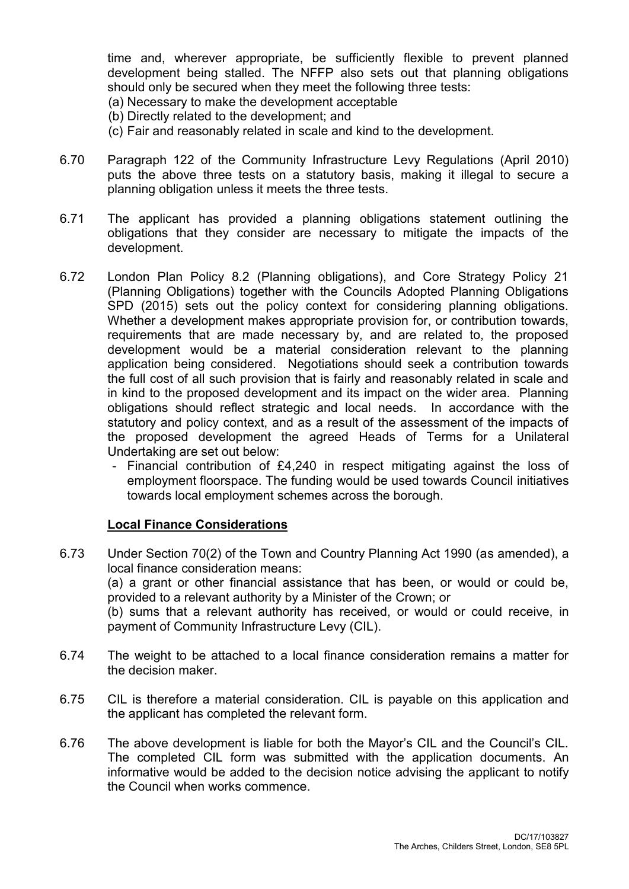time and, wherever appropriate, be sufficiently flexible to prevent planned development being stalled. The NFFP also sets out that planning obligations should only be secured when they meet the following three tests:

(a) Necessary to make the development acceptable
(b) Directly related to the development; and
(c) Fair and reasonably related in scale and kind to the development.

6.70 Paragraph 122 of the Community Infrastructure Levy Regulations (April 2010) puts the above three tests on a statutory basis, making it illegal to secure a planning obligation unless it meets the three tests.

6.71 The applicant has provided a planning obligations statement outlining the obligations that they consider are necessary to mitigate the impacts of the development.

6.72 London Plan Policy 8.2 (Planning obligations), and Core Strategy Policy 21 (Planning Obligations) together with the Councils Adopted Planning Obligations SPD (2015) sets out the policy context for considering planning obligations. Whether a development makes appropriate provision for, or contribution towards, requirements that are made necessary by, and are related to, the proposed development would be a material consideration relevant to the planning application being considered. Negotiations should seek a contribution towards the full cost of all such provision that is fairly and reasonably related in scale and in kind to the proposed development and its impact on the wider area. Planning obligations should reflect strategic and local needs. In accordance with the statutory and policy context, and as a result of the assessment of the impacts of the proposed development the agreed Heads of Terms for a Unilateral Undertaking are set out below:

- Financial contribution of £4,240 in respect mitigating against the loss of employment floorspace. The funding would be used towards Council initiatives towards local employment schemes across the borough.

**Local Finance Considerations**

6.73 Under Section 70(2) of the Town and Country Planning Act 1990 (as amended), a local finance consideration means:
(a) a grant or other financial assistance that has been, or would or could be, provided to a relevant authority by a Minister of the Crown; or
(b) sums that a relevant authority has received, or would or could receive, in payment of Community Infrastructure Levy (CIL).

6.74 The weight to be attached to a local finance consideration remains a matter for the decision maker.

6.75 CIL is therefore a material consideration. CIL is payable on this application and the applicant has completed the relevant form.

6.76 The above development is liable for both the Mayor's CIL and the Council's CIL. The completed CIL form was submitted with the application documents. An informative would be added to the decision notice advising the applicant to notify the Council when works commence.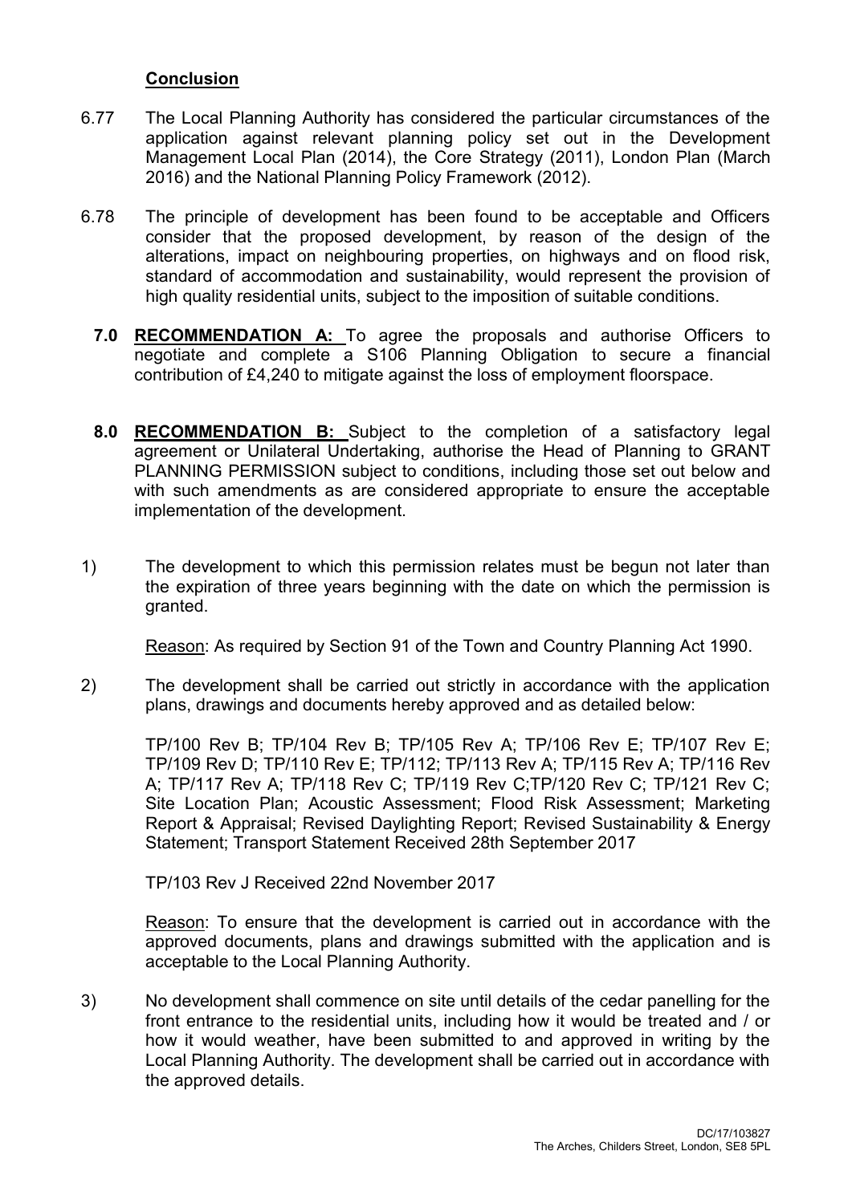## Conclusion

6.77 The Local Planning Authority has considered the particular circumstances of the application against relevant planning policy set out in the Development Management Local Plan (2014), the Core Strategy (2011), London Plan (March 2016) and the National Planning Policy Framework (2012).

6.78 The principle of development has been found to be acceptable and Officers consider that the proposed development, by reason of the design of the alterations, impact on neighbouring properties, on highways and on flood risk, standard of accommodation and sustainability, would represent the provision of high quality residential units, subject to the imposition of suitable conditions.

**7.0 RECOMMENDATION A:** To agree the proposals and authorise Officers to negotiate and complete a S106 Planning Obligation to secure a financial contribution of £4,240 to mitigate against the loss of employment floorspace.

**8.0 RECOMMENDATION B:** Subject to the completion of a satisfactory legal agreement or Unilateral Undertaking, authorise the Head of Planning to GRANT PLANNING PERMISSION subject to conditions, including those set out below and with such amendments as are considered appropriate to ensure the acceptable implementation of the development.

1) The development to which this permission relates must be begun not later than the expiration of three years beginning with the date on which the permission is granted.

   Reason: As required by Section 91 of the Town and Country Planning Act 1990.

2) The development shall be carried out strictly in accordance with the application plans, drawings and documents hereby approved and as detailed below:

   TP/100 Rev B; TP/104 Rev B; TP/105 Rev A; TP/106 Rev E; TP/107 Rev E; TP/109 Rev D; TP/110 Rev E; TP/112; TP/113 Rev A; TP/115 Rev A; TP/116 Rev A; TP/117 Rev A; TP/118 Rev C; TP/119 Rev C;TP/120 Rev C; TP/121 Rev C; Site Location Plan; Acoustic Assessment; Flood Risk Assessment; Marketing Report & Appraisal; Revised Daylighting Report; Revised Sustainability & Energy Statement; Transport Statement Received 28th September 2017

   TP/103 Rev J Received 22nd November 2017

   Reason: To ensure that the development is carried out in accordance with the approved documents, plans and drawings submitted with the application and is acceptable to the Local Planning Authority.

3) No development shall commence on site until details of the cedar panelling for the front entrance to the residential units, including how it would be treated and / or how it would weather, have been submitted to and approved in writing by the Local Planning Authority. The development shall be carried out in accordance with the approved details.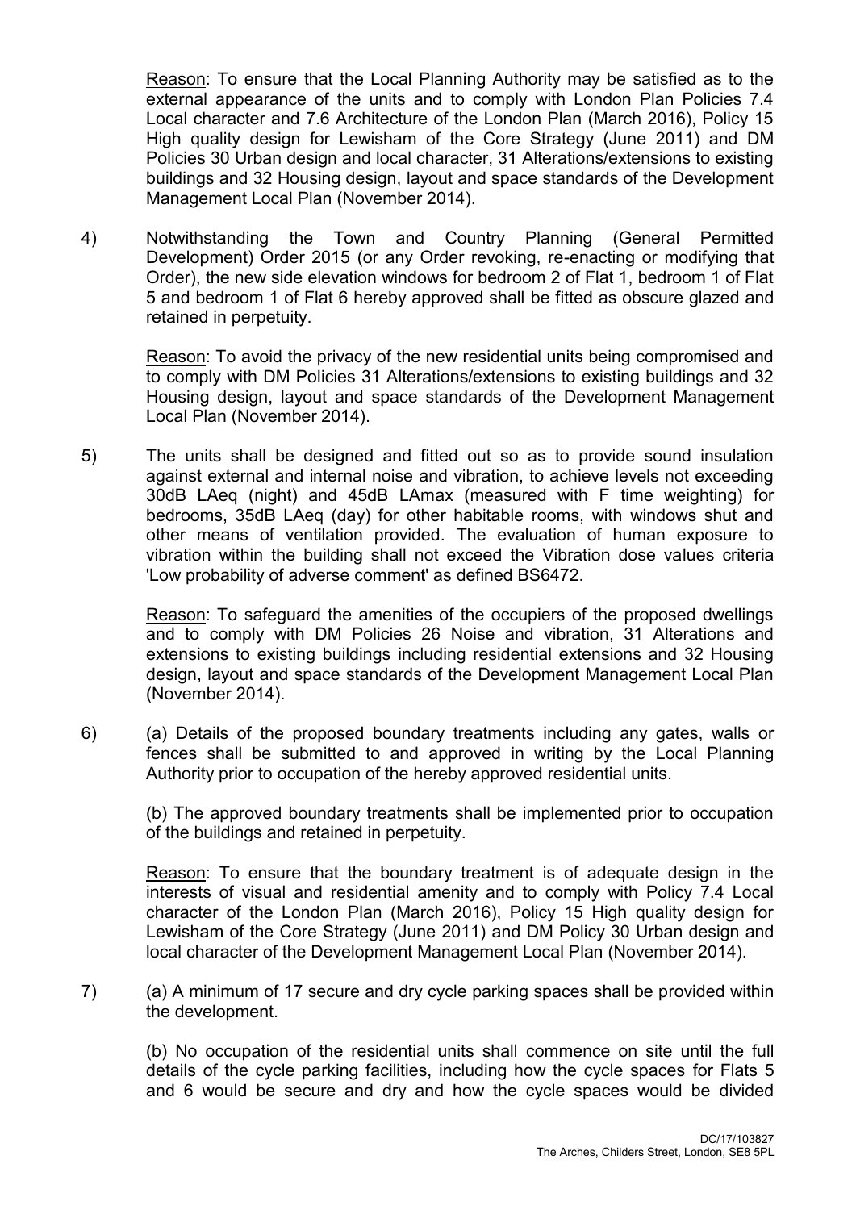Reason: To ensure that the Local Planning Authority may be satisfied as to the external appearance of the units and to comply with London Plan Policies 7.4 Local character and 7.6 Architecture of the London Plan (March 2016), Policy 15 High quality design for Lewisham of the Core Strategy (June 2011) and DM Policies 30 Urban design and local character, 31 Alterations/extensions to existing buildings and 32 Housing design, layout and space standards of the Development Management Local Plan (November 2014).

4) Notwithstanding the Town and Country Planning (General Permitted Development) Order 2015 (or any Order revoking, re-enacting or modifying that Order), the new side elevation windows for bedroom 2 of Flat 1, bedroom 1 of Flat 5 and bedroom 1 of Flat 6 hereby approved shall be fitted as obscure glazed and retained in perpetuity.

   Reason: To avoid the privacy of the new residential units being compromised and to comply with DM Policies 31 Alterations/extensions to existing buildings and 32 Housing design, layout and space standards of the Development Management Local Plan (November 2014).

5) The units shall be designed and fitted out so as to provide sound insulation against external and internal noise and vibration, to achieve levels not exceeding 30dB LAeq (night) and 45dB LAmax (measured with F time weighting) for bedrooms, 35dB LAeq (day) for other habitable rooms, with windows shut and other means of ventilation provided. The evaluation of human exposure to vibration within the building shall not exceed the Vibration dose values criteria 'Low probability of adverse comment' as defined BS6472.

   Reason: To safeguard the amenities of the occupiers of the proposed dwellings and to comply with DM Policies 26 Noise and vibration, 31 Alterations and extensions to existing buildings including residential extensions and 32 Housing design, layout and space standards of the Development Management Local Plan (November 2014).

6) (a) Details of the proposed boundary treatments including any gates, walls or fences shall be submitted to and approved in writing by the Local Planning Authority prior to occupation of the hereby approved residential units.

   (b) The approved boundary treatments shall be implemented prior to occupation of the buildings and retained in perpetuity.

   Reason: To ensure that the boundary treatment is of adequate design in the interests of visual and residential amenity and to comply with Policy 7.4 Local character of the London Plan (March 2016), Policy 15 High quality design for Lewisham of the Core Strategy (June 2011) and DM Policy 30 Urban design and local character of the Development Management Local Plan (November 2014).

7) (a) A minimum of 17 secure and dry cycle parking spaces shall be provided within the development.

   (b) No occupation of the residential units shall commence on site until the full details of the cycle parking facilities, including how the cycle spaces for Flats 5 and 6 would be secure and dry and how the cycle spaces would be divided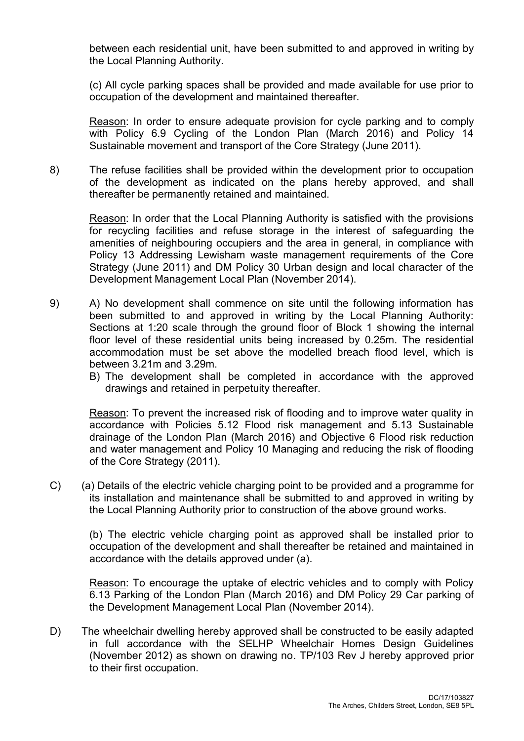between each residential unit, have been submitted to and approved in writing by the Local Planning Authority.

(c) All cycle parking spaces shall be provided and made available for use prior to occupation of the development and maintained thereafter.

Reason: In order to ensure adequate provision for cycle parking and to comply with Policy 6.9 Cycling of the London Plan (March 2016) and Policy 14 Sustainable movement and transport of the Core Strategy (June 2011).

8) The refuse facilities shall be provided within the development prior to occupation of the development as indicated on the plans hereby approved, and shall thereafter be permanently retained and maintained.

Reason: In order that the Local Planning Authority is satisfied with the provisions for recycling facilities and refuse storage in the interest of safeguarding the amenities of neighbouring occupiers and the area in general, in compliance with Policy 13 Addressing Lewisham waste management requirements of the Core Strategy (June 2011) and DM Policy 30 Urban design and local character of the Development Management Local Plan (November 2014).

9) A) No development shall commence on site until the following information has been submitted to and approved in writing by the Local Planning Authority: Sections at 1:20 scale through the ground floor of Block 1 showing the internal floor level of these residential units being increased by 0.25m. The residential accommodation must be set above the modelled breach flood level, which is between 3.21m and 3.29m.

B) The development shall be completed in accordance with the approved drawings and retained in perpetuity thereafter.

Reason: To prevent the increased risk of flooding and to improve water quality in accordance with Policies 5.12 Flood risk management and 5.13 Sustainable drainage of the London Plan (March 2016) and Objective 6 Flood risk reduction and water management and Policy 10 Managing and reducing the risk of flooding of the Core Strategy (2011).

C) (a) Details of the electric vehicle charging point to be provided and a programme for its installation and maintenance shall be submitted to and approved in writing by the Local Planning Authority prior to construction of the above ground works.

(b) The electric vehicle charging point as approved shall be installed prior to occupation of the development and shall thereafter be retained and maintained in accordance with the details approved under (a).

Reason: To encourage the uptake of electric vehicles and to comply with Policy 6.13 Parking of the London Plan (March 2016) and DM Policy 29 Car parking of the Development Management Local Plan (November 2014).

D) The wheelchair dwelling hereby approved shall be constructed to be easily adapted in full accordance with the SELHP Wheelchair Homes Design Guidelines (November 2012) as shown on drawing no. TP/103 Rev J hereby approved prior to their first occupation.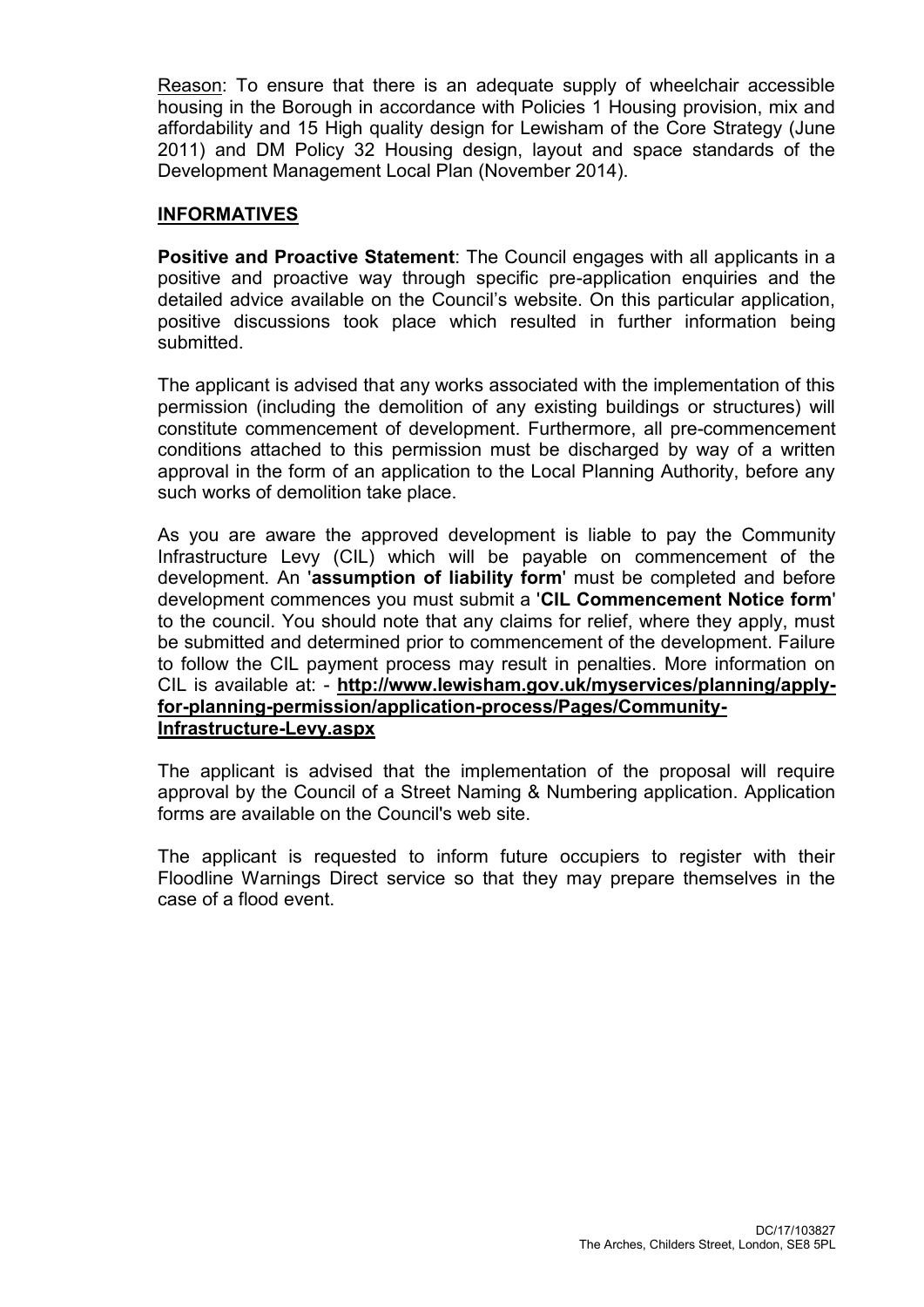Reason: To ensure that there is an adequate supply of wheelchair accessible housing in the Borough in accordance with Policies 1 Housing provision, mix and affordability and 15 High quality design for Lewisham of the Core Strategy (June 2011) and DM Policy 32 Housing design, layout and space standards of the Development Management Local Plan (November 2014).

## INFORMATIVES

**Positive and Proactive Statement**: The Council engages with all applicants in a positive and proactive way through specific pre-application enquiries and the detailed advice available on the Council's website. On this particular application, positive discussions took place which resulted in further information being submitted.

The applicant is advised that any works associated with the implementation of this permission (including the demolition of any existing buildings or structures) will constitute commencement of development. Furthermore, all pre-commencement conditions attached to this permission must be discharged by way of a written approval in the form of an application to the Local Planning Authority, before any such works of demolition take place.

As you are aware the approved development is liable to pay the Community Infrastructure Levy (CIL) which will be payable on commencement of the development. An '**assumption of liability form**' must be completed and before development commences you must submit a '**CIL Commencement Notice form**' to the council. You should note that any claims for relief, where they apply, must be submitted and determined prior to commencement of the development. Failure to follow the CIL payment process may result in penalties. More information on CIL is available at: - **http://www.lewisham.gov.uk/myservices/planning/apply-for-planning-permission/application-process/Pages/Community-Infrastructure-Levy.aspx**

The applicant is advised that the implementation of the proposal will require approval by the Council of a Street Naming & Numbering application. Application forms are available on the Council's web site.

The applicant is requested to inform future occupiers to register with their Floodline Warnings Direct service so that they may prepare themselves in the case of a flood event.